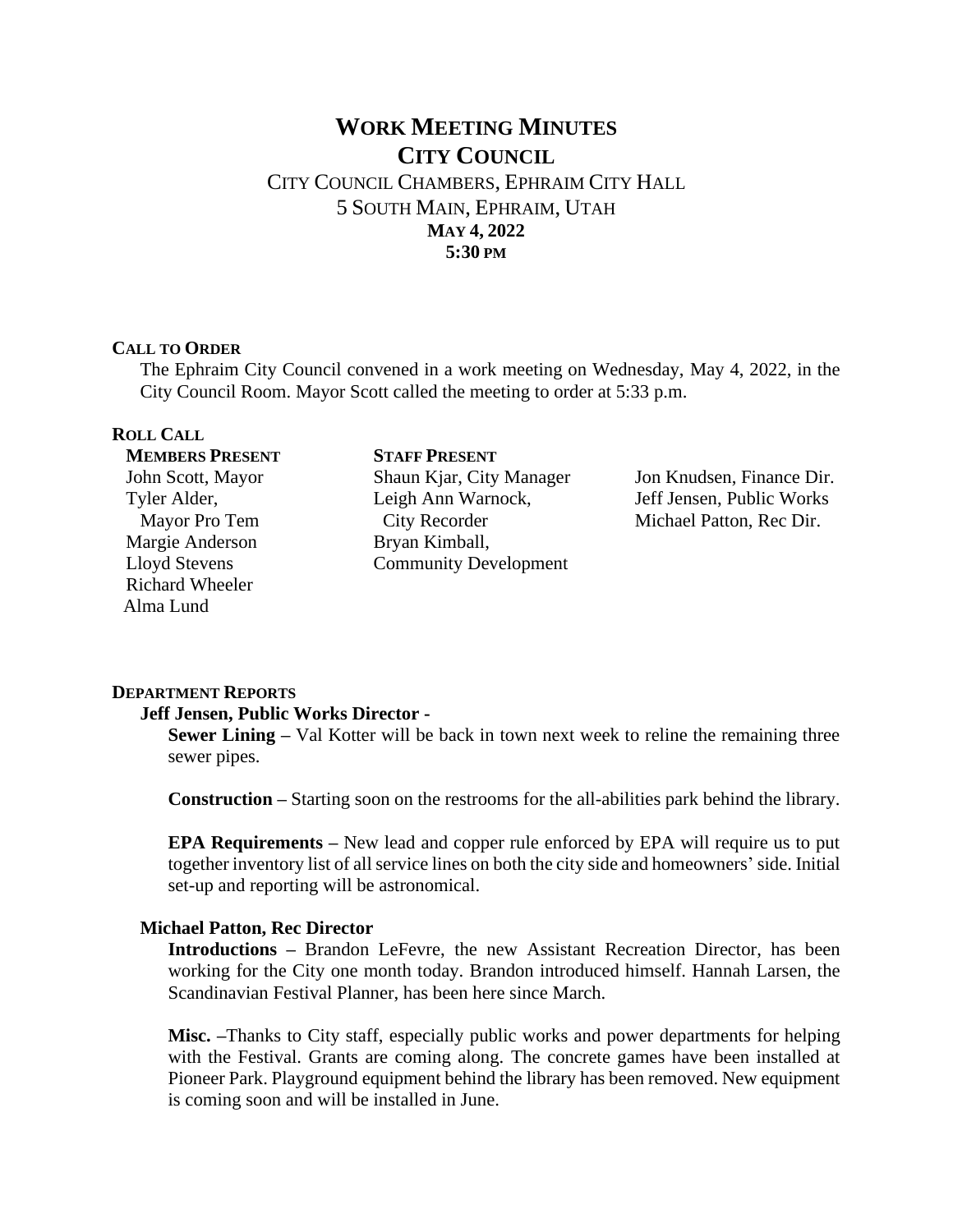# WORK MEETING MINUTES
## CITY COUNCIL

CITY COUNCIL CHAMBERS, EPHRAIM CITY HALL
5 SOUTH MAIN, EPHRAIM, UTAH
**MAY 4, 2022**
**5:30 PM**

### CALL TO ORDER

The Ephraim City Council convened in a work meeting on Wednesday, May 4, 2022, in the City Council Room. Mayor Scott called the meeting to order at 5:33 p.m.

### ROLL CALL

**MEMBERS PRESENT**

John Scott, Mayor
Tyler Alder, Mayor Pro Tem
Margie Anderson
Lloyd Stevens
Richard Wheeler
Alma Lund

**STAFF PRESENT**

Shaun Kjar, City Manager
Leigh Ann Warnock, City Recorder
Bryan Kimball, Community Development
Jon Knudsen, Finance Dir.
Jeff Jensen, Public Works
Michael Patton, Rec Dir.

### DEPARTMENT REPORTS

**Jeff Jensen, Public Works Director -**

**Sewer Lining –** Val Kotter will be back in town next week to reline the remaining three sewer pipes.

**Construction –** Starting soon on the restrooms for the all-abilities park behind the library.

**EPA Requirements –** New lead and copper rule enforced by EPA will require us to put together inventory list of all service lines on both the city side and homeowners' side. Initial set-up and reporting will be astronomical.

**Michael Patton, Rec Director**

**Introductions –** Brandon LeFevre, the new Assistant Recreation Director, has been working for the City one month today. Brandon introduced himself. Hannah Larsen, the Scandinavian Festival Planner, has been here since March.

**Misc. –**Thanks to City staff, especially public works and power departments for helping with the Festival. Grants are coming along. The concrete games have been installed at Pioneer Park. Playground equipment behind the library has been removed. New equipment is coming soon and will be installed in June.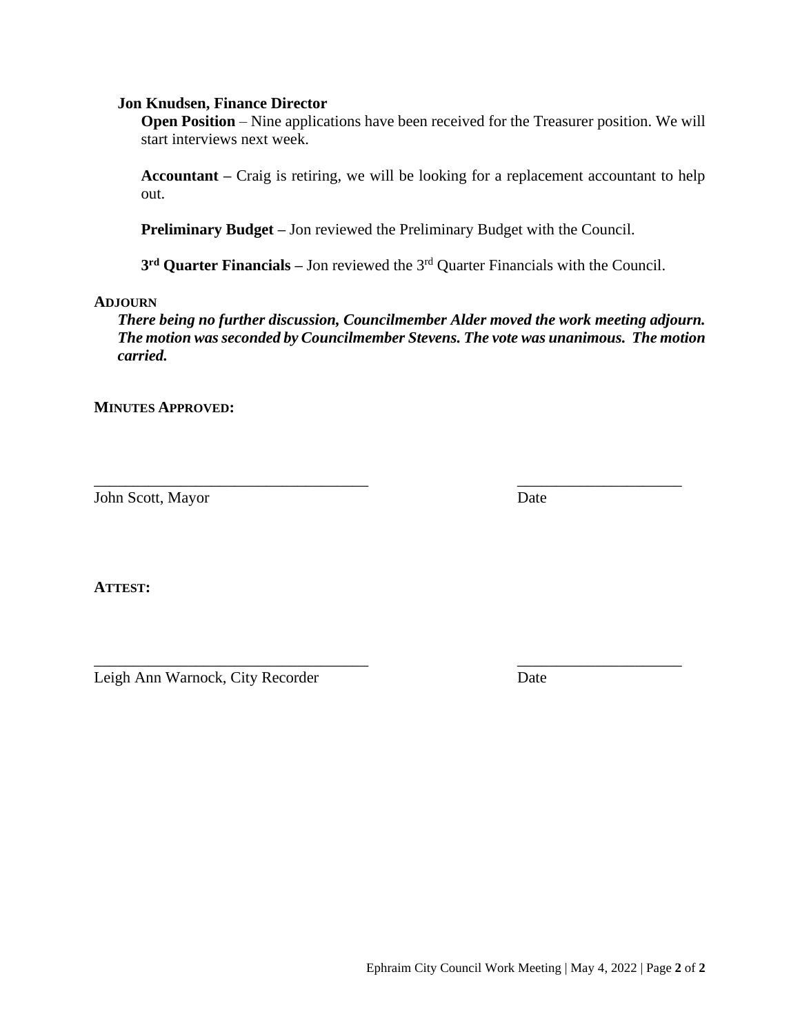**Jon Knudsen, Finance Director**

**Open Position** – Nine applications have been received for the Treasurer position. We will start interviews next week.

**Accountant –** Craig is retiring, we will be looking for a replacement accountant to help out.

**Preliminary Budget –** Jon reviewed the Preliminary Budget with the Council.

**3rd Quarter Financials –** Jon reviewed the 3rd Quarter Financials with the Council.

**ADJOURN**

***There being no further discussion, Councilmember Alder moved the work meeting adjourn. The motion was seconded by Councilmember Stevens. The vote was unanimous. The motion carried.***

**MINUTES APPROVED:**

\_\_\_\_\_\_\_\_\_\_\_\_\_\_\_\_\_\_\_\_\_\_\_\_\_\_\_\_\_\_\_\_\_\_\_ \_\_\_\_\_\_\_\_\_\_\_\_\_\_\_\_\_\_\_\_\_

John Scott, Mayor Date

**ATTEST:**

\_\_\_\_\_\_\_\_\_\_\_\_\_\_\_\_\_\_\_\_\_\_\_\_\_\_\_\_\_\_\_\_\_\_\_ \_\_\_\_\_\_\_\_\_\_\_\_\_\_\_\_\_\_\_\_\_

Leigh Ann Warnock, City Recorder Date